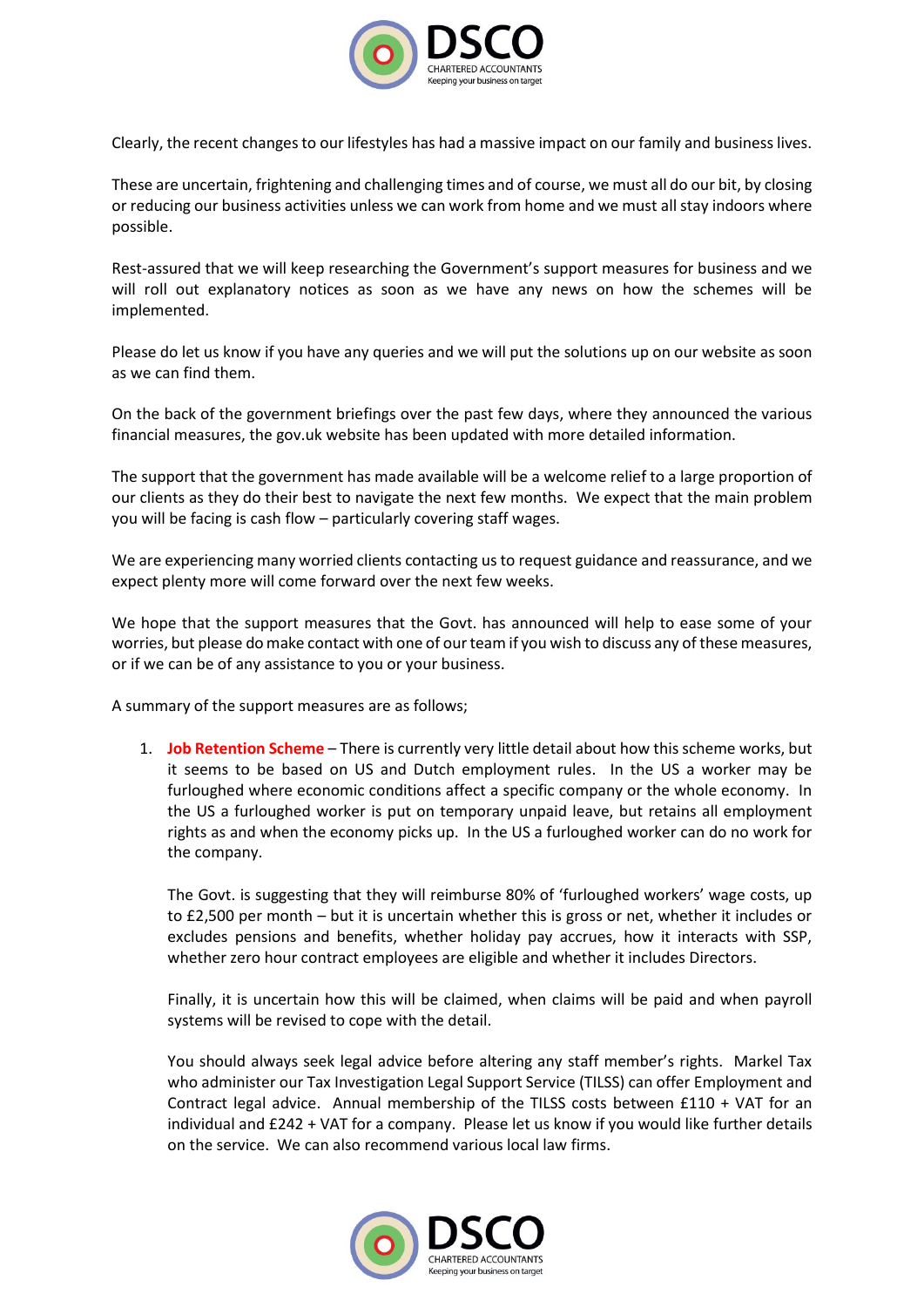Clearly, the recent changes to our lifestyles has had a massive impact on our family and business lives.

These are uncertain, frightening and challenging times and of course, we must all do our bit, by closing or reducing our business activities unless we can work from home and we must all stay indoors where possible.

Rest-assured that we will keep researching the Government's support measures for business and we will roll out explanatory notices as soon as we have any news on how the schemes will be implemented.

Please do let us know if you have any queries and we will put the solutions up on our website as soon as we can find them.

On the back of the government briefings over the past few days, where they announced the various financial measures, the gov.uk website has been updated with more detailed information.

The support that the government has made available will be a welcome relief to a large proportion of our clients as they do their best to navigate the next few months. We expect that the main problem you will be facing is cash flow – particularly covering staff wages.

We are experiencing many worried clients contacting us to request guidance and reassurance, and we expect plenty more will come forward over the next few weeks.

We hope that the support measures that the Govt. has announced will help to ease some of your worries, but please do make contact with one of our team if you wish to discuss any of these measures, or if we can be of any assistance to you or your business.

A summary of the support measures are as follows;

1. **Job Retention Scheme** – There is currently very little detail about how this scheme works, but it seems to be based on US and Dutch employment rules. In the US a worker may be furloughed where economic conditions affect a specific company or the whole economy. In the US a furloughed worker is put on temporary unpaid leave, but retains all employment rights as and when the economy picks up. In the US a furloughed worker can do no work for the company.

   The Govt. is suggesting that they will reimburse 80% of 'furloughed workers' wage costs, up to £2,500 per month – but it is uncertain whether this is gross or net, whether it includes or excludes pensions and benefits, whether holiday pay accrues, how it interacts with SSP, whether zero hour contract employees are eligible and whether it includes Directors.

   Finally, it is uncertain how this will be claimed, when claims will be paid and when payroll systems will be revised to cope with the detail.

   You should always seek legal advice before altering any staff member's rights. Markel Tax who administer our Tax Investigation Legal Support Service (TILSS) can offer Employment and Contract legal advice. Annual membership of the TILSS costs between £110 + VAT for an individual and £242 + VAT for a company. Please let us know if you would like further details on the service. We can also recommend various local law firms.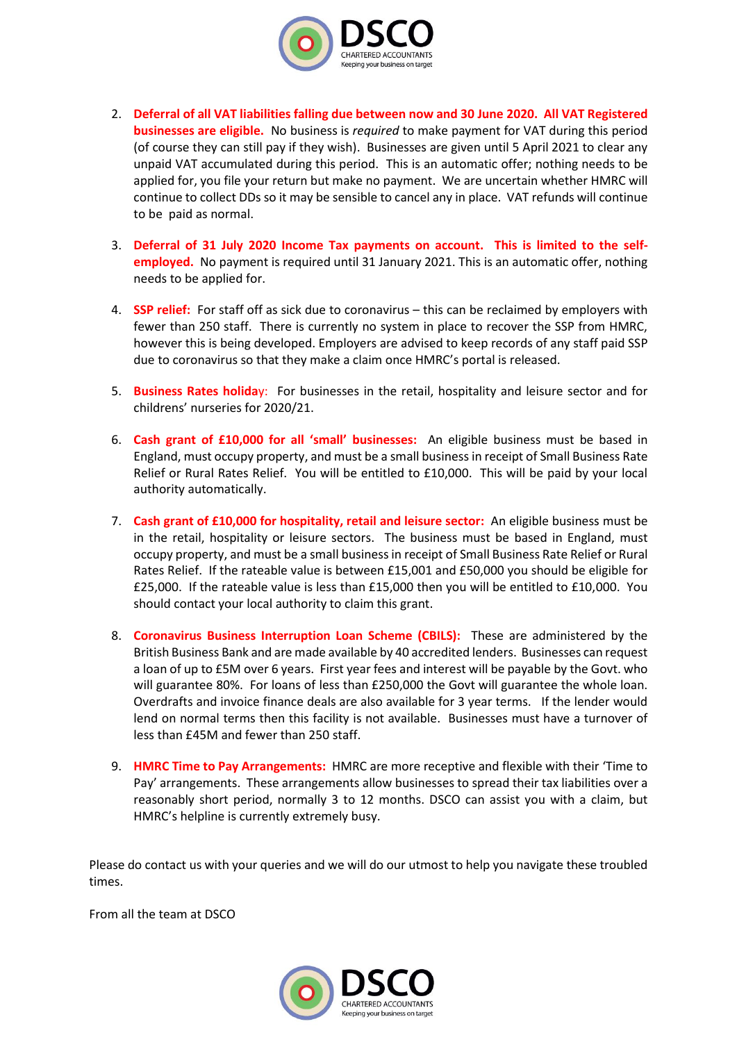2. **Deferral of all VAT liabilities falling due between now and 30 June 2020. All VAT Registered businesses are eligible.** No business is *required* to make payment for VAT during this period (of course they can still pay if they wish). Businesses are given until 5 April 2021 to clear any unpaid VAT accumulated during this period. This is an automatic offer; nothing needs to be applied for, you file your return but make no payment. We are uncertain whether HMRC will continue to collect DDs so it may be sensible to cancel any in place. VAT refunds will continue to be paid as normal.

3. **Deferral of 31 July 2020 Income Tax payments on account. This is limited to the self-employed.** No payment is required until 31 January 2021. This is an automatic offer, nothing needs to be applied for.

4. **SSP relief:** For staff off as sick due to coronavirus – this can be reclaimed by employers with fewer than 250 staff. There is currently no system in place to recover the SSP from HMRC, however this is being developed. Employers are advised to keep records of any staff paid SSP due to coronavirus so that they make a claim once HMRC's portal is released.

5. **Business Rates holiday**: For businesses in the retail, hospitality and leisure sector and for childrens' nurseries for 2020/21.

6. **Cash grant of £10,000 for all 'small' businesses:** An eligible business must be based in England, must occupy property, and must be a small business in receipt of Small Business Rate Relief or Rural Rates Relief. You will be entitled to £10,000. This will be paid by your local authority automatically.

7. **Cash grant of £10,000 for hospitality, retail and leisure sector:** An eligible business must be in the retail, hospitality or leisure sectors. The business must be based in England, must occupy property, and must be a small business in receipt of Small Business Rate Relief or Rural Rates Relief. If the rateable value is between £15,001 and £50,000 you should be eligible for £25,000. If the rateable value is less than £15,000 then you will be entitled to £10,000. You should contact your local authority to claim this grant.

8. **Coronavirus Business Interruption Loan Scheme (CBILS):** These are administered by the British Business Bank and are made available by 40 accredited lenders. Businesses can request a loan of up to £5M over 6 years. First year fees and interest will be payable by the Govt. who will guarantee 80%. For loans of less than £250,000 the Govt will guarantee the whole loan. Overdrafts and invoice finance deals are also available for 3 year terms. If the lender would lend on normal terms then this facility is not available. Businesses must have a turnover of less than £45M and fewer than 250 staff.

9. **HMRC Time to Pay Arrangements:** HMRC are more receptive and flexible with their 'Time to Pay' arrangements. These arrangements allow businesses to spread their tax liabilities over a reasonably short period, normally 3 to 12 months. DSCO can assist you with a claim, but HMRC's helpline is currently extremely busy.

Please do contact us with your queries and we will do our utmost to help you navigate these troubled times.

From all the team at DSCO